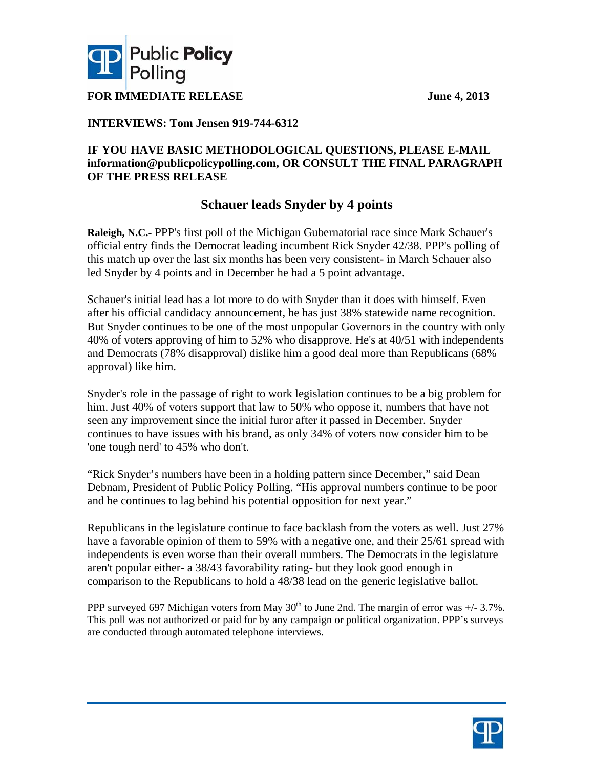Public Policy Polling

**FOR IMMEDIATE RELEASE** **June 4, 2013**

**INTERVIEWS: Tom Jensen 919-744-6312**

**IF YOU HAVE BASIC METHODOLOGICAL QUESTIONS, PLEASE E-MAIL information@publicpolicypolling.com, OR CONSULT THE FINAL PARAGRAPH OF THE PRESS RELEASE**

# Schauer leads Snyder by 4 points

**Raleigh, N.C.-** PPP's first poll of the Michigan Gubernatorial race since Mark Schauer's official entry finds the Democrat leading incumbent Rick Snyder 42/38. PPP's polling of this match up over the last six months has been very consistent- in March Schauer also led Snyder by 4 points and in December he had a 5 point advantage.

Schauer's initial lead has a lot more to do with Snyder than it does with himself. Even after his official candidacy announcement, he has just 38% statewide name recognition. But Snyder continues to be one of the most unpopular Governors in the country with only 40% of voters approving of him to 52% who disapprove. He's at 40/51 with independents and Democrats (78% disapproval) dislike him a good deal more than Republicans (68% approval) like him.

Snyder's role in the passage of right to work legislation continues to be a big problem for him. Just 40% of voters support that law to 50% who oppose it, numbers that have not seen any improvement since the initial furor after it passed in December. Snyder continues to have issues with his brand, as only 34% of voters now consider him to be 'one tough nerd' to 45% who don't.

"Rick Snyder's numbers have been in a holding pattern since December," said Dean Debnam, President of Public Policy Polling. "His approval numbers continue to be poor and he continues to lag behind his potential opposition for next year."

Republicans in the legislature continue to face backlash from the voters as well. Just 27% have a favorable opinion of them to 59% with a negative one, and their 25/61 spread with independents is even worse than their overall numbers. The Democrats in the legislature aren't popular either- a 38/43 favorability rating- but they look good enough in comparison to the Republicans to hold a 48/38 lead on the generic legislative ballot.

PPP surveyed 697 Michigan voters from May 30th to June 2nd. The margin of error was +/- 3.7%. This poll was not authorized or paid for by any campaign or political organization. PPP's surveys are conducted through automated telephone interviews.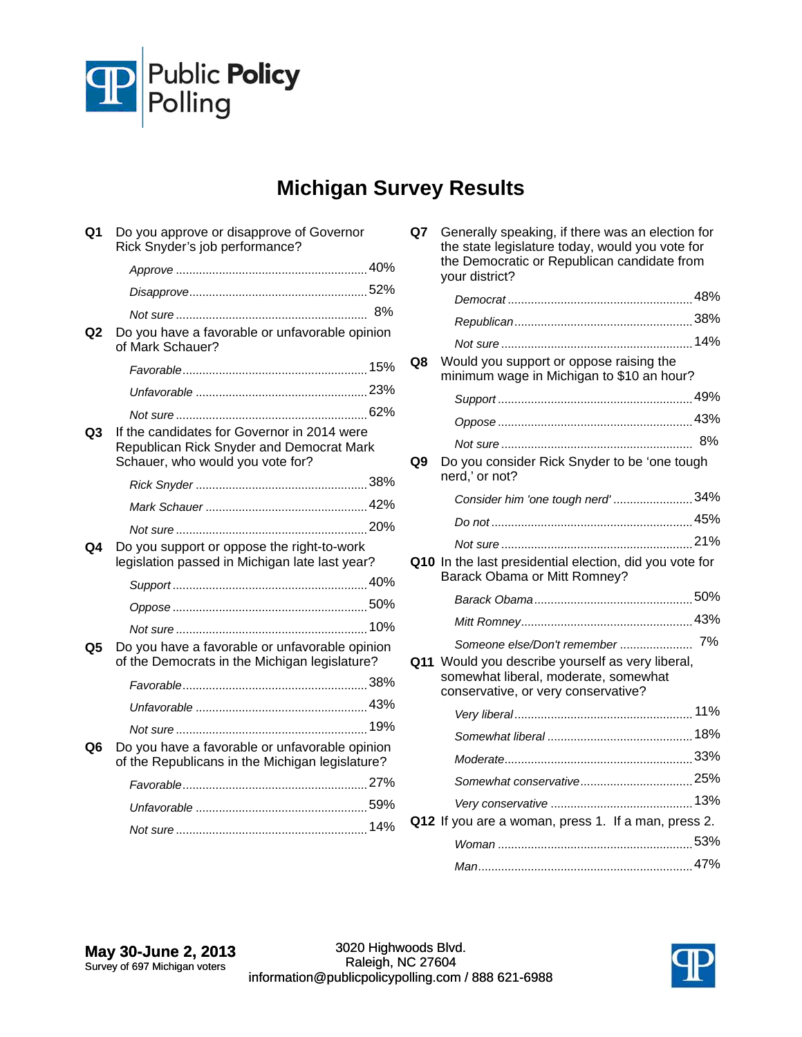Public Policy Polling

# Michigan Survey Results

**Q1** Do you approve or disapprove of Governor Rick Snyder's job performance?

| | |
|---|---|
| *Approve* | 40% |
| *Disapprove* | 52% |
| *Not sure* | 8% |

**Q2** Do you have a favorable or unfavorable opinion of Mark Schauer?

| | |
|---|---|
| *Favorable* | 15% |
| *Unfavorable* | 23% |
| *Not sure* | 62% |

**Q3** If the candidates for Governor in 2014 were Republican Rick Snyder and Democrat Mark Schauer, who would you vote for?

| | |
|---|---|
| *Rick Snyder* | 38% |
| *Mark Schauer* | 42% |
| *Not sure* | 20% |

**Q4** Do you support or oppose the right-to-work legislation passed in Michigan late last year?

| | |
|---|---|
| *Support* | 40% |
| *Oppose* | 50% |
| *Not sure* | 10% |

**Q5** Do you have a favorable or unfavorable opinion of the Democrats in the Michigan legislature?

| | |
|---|---|
| *Favorable* | 38% |
| *Unfavorable* | 43% |
| *Not sure* | 19% |

**Q6** Do you have a favorable or unfavorable opinion of the Republicans in the Michigan legislature?

| | |
|---|---|
| *Favorable* | 27% |
| *Unfavorable* | 59% |
| *Not sure* | 14% |

**Q7** Generally speaking, if there was an election for the state legislature today, would you vote for the Democratic or Republican candidate from your district?

| | |
|---|---|
| *Democrat* | 48% |
| *Republican* | 38% |
| *Not sure* | 14% |

**Q8** Would you support or oppose raising the minimum wage in Michigan to $10 an hour?

| | |
|---|---|
| *Support* | 49% |
| *Oppose* | 43% |
| *Not sure* | 8% |

**Q9** Do you consider Rick Snyder to be 'one tough nerd,' or not?

| | |
|---|---|
| *Consider him 'one tough nerd'* | 34% |
| *Do not* | 45% |
| *Not sure* | 21% |

**Q10** In the last presidential election, did you vote for Barack Obama or Mitt Romney?

| | |
|---|---|
| *Barack Obama* | 50% |
| *Mitt Romney* | 43% |
| *Someone else/Don't remember* | 7% |

**Q11** Would you describe yourself as very liberal, somewhat liberal, moderate, somewhat conservative, or very conservative?

| | |
|---|---|
| *Very liberal* | 11% |
| *Somewhat liberal* | 18% |
| *Moderate* | 33% |
| *Somewhat conservative* | 25% |
| *Very conservative* | 13% |

**Q12** If you are a woman, press 1. If a man, press 2.

| | |
|---|---|
| *Woman* | 53% |
| *Man* | 47% |

**May 30-June 2, 2013**
Survey of 697 Michigan voters

3020 Highwoods Blvd.
Raleigh, NC 27604
information@publicpolicypolling.com / 888 621-6988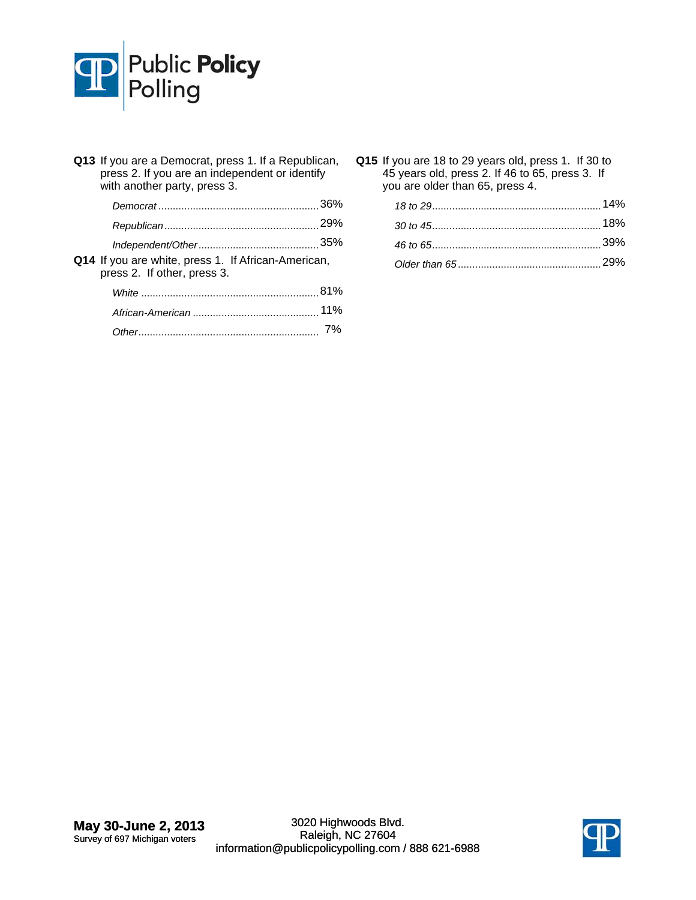**Q13** If you are a Democrat, press 1. If a Republican, press 2. If you are an independent or identify with another party, press 3.

| | |
|---|---|
| *Democrat* | 36% |
| *Republican* | 29% |
| *Independent/Other* | 35% |

**Q14** If you are white, press 1. If African-American, press 2. If other, press 3.

| | |
|---|---|
| *White* | 81% |
| *African-American* | 11% |
| *Other* | 7% |

**Q15** If you are 18 to 29 years old, press 1. If 30 to 45 years old, press 2. If 46 to 65, press 3. If you are older than 65, press 4.

| | |
|---|---|
| *18 to 29* | 14% |
| *30 to 45* | 18% |
| *46 to 65* | 39% |
| *Older than 65* | 29% |

**May 30-June 2, 2013**
Survey of 697 Michigan voters

3020 Highwoods Blvd.
Raleigh, NC 27604
information@publicpolicypolling.com / 888 621-6988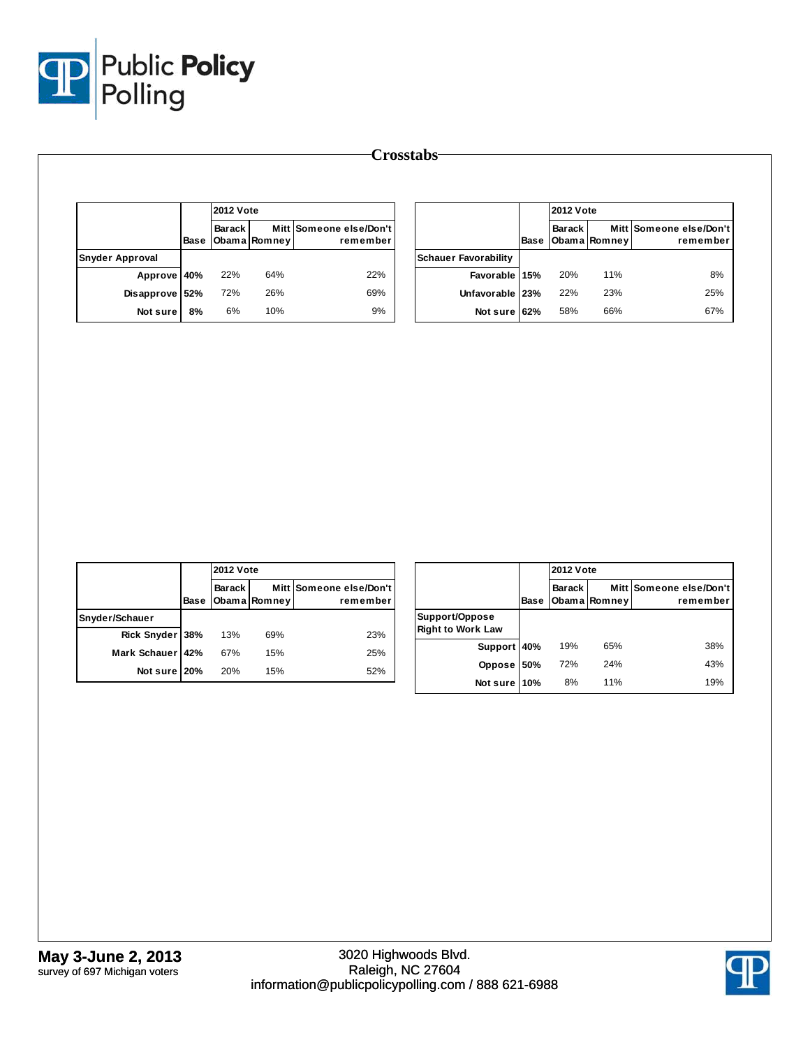# Crosstabs

| | Base | 2012 Vote: Barack Obama | Mitt Romney | Someone else/Don't remember |
|---|---|---|---|---|
| **Snyder Approval** | | | | |
| Approve | 40% | 22% | 64% | 22% |
| Disapprove | 52% | 72% | 26% | 69% |
| Not sure | 8% | 6% | 10% | 9% |

| | Base | 2012 Vote: Barack Obama | Mitt Romney | Someone else/Don't remember |
|---|---|---|---|---|
| **Schauer Favorability** | | | | |
| Favorable | 15% | 20% | 11% | 8% |
| Unfavorable | 23% | 22% | 23% | 25% |
| Not sure | 62% | 58% | 66% | 67% |

| | Base | 2012 Vote: Barack Obama | Mitt Romney | Someone else/Don't remember |
|---|---|---|---|---|
| **Snyder/Schauer** | | | | |
| Rick Snyder | 38% | 13% | 69% | 23% |
| Mark Schauer | 42% | 67% | 15% | 25% |
| Not sure | 20% | 20% | 15% | 52% |

| | Base | 2012 Vote: Barack Obama | Mitt Romney | Someone else/Don't remember |
|---|---|---|---|---|
| **Support/Oppose Right to Work Law** | | | | |
| Support | 40% | 19% | 65% | 38% |
| Oppose | 50% | 72% | 24% | 43% |
| Not sure | 10% | 8% | 11% | 19% |

**May 3-June 2, 2013**
survey of 697 Michigan voters

3020 Highwoods Blvd.
Raleigh, NC 27604
information@publicpolicypolling.com / 888 621-6988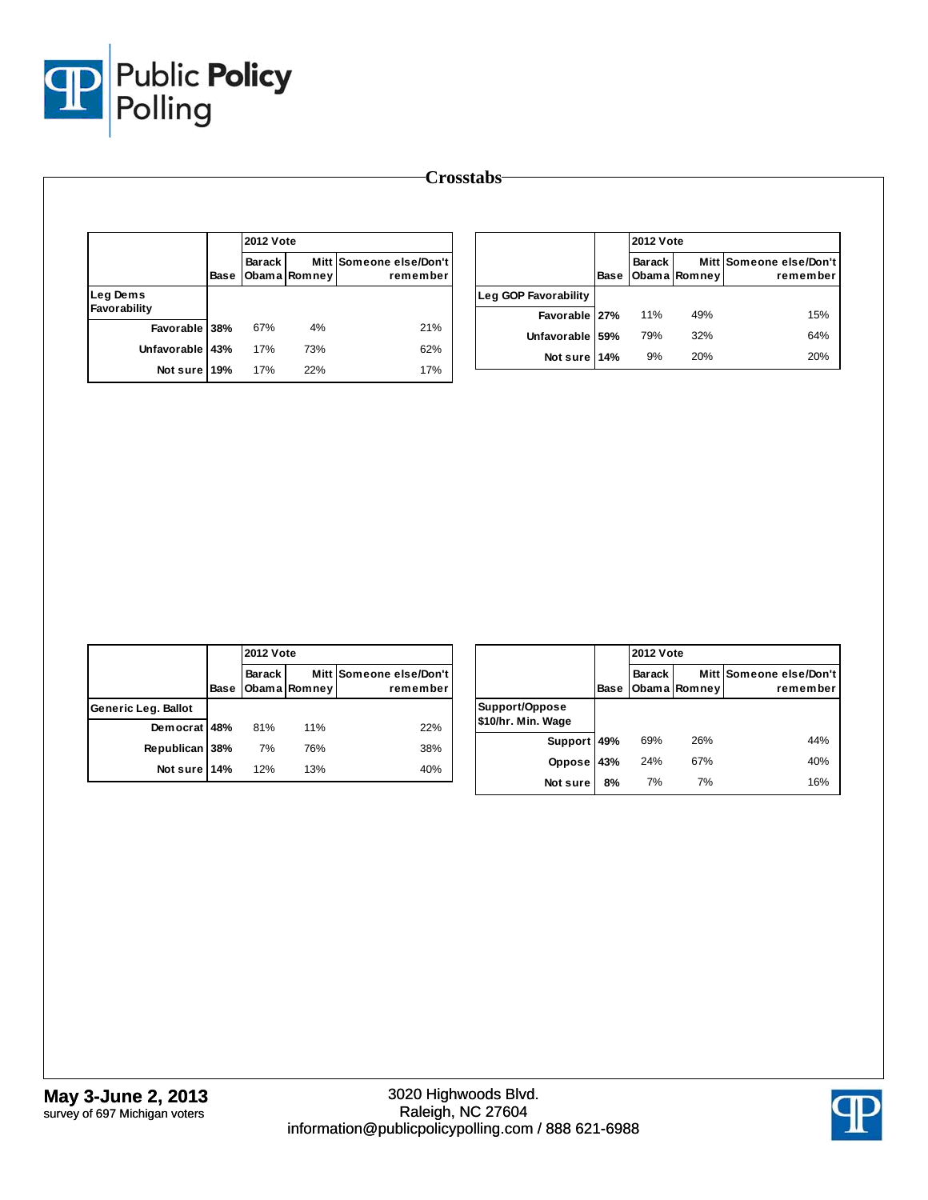## Crosstabs

| | Base | 2012 Vote | | |
|---|---|---|---|---|
| | | Barack Obama | Mitt Romney | Someone else/Don't remember |
| **Leg Dems Favorability** | | | | |
| Favorable | 38% | 67% | 4% | 21% |
| Unfavorable | 43% | 17% | 73% | 62% |
| Not sure | 19% | 17% | 22% | 17% |

| | Base | 2012 Vote | | |
|---|---|---|---|---|
| | | Barack Obama | Mitt Romney | Someone else/Don't remember |
| **Leg GOP Favorability** | | | | |
| Favorable | 27% | 11% | 49% | 15% |
| Unfavorable | 59% | 79% | 32% | 64% |
| Not sure | 14% | 9% | 20% | 20% |

| | Base | 2012 Vote | | |
|---|---|---|---|---|
| | | Barack Obama | Mitt Romney | Someone else/Don't remember |
| **Generic Leg. Ballot** | | | | |
| Democrat | 48% | 81% | 11% | 22% |
| Republican | 38% | 7% | 76% | 38% |
| Not sure | 14% | 12% | 13% | 40% |

| | Base | 2012 Vote | | |
|---|---|---|---|---|
| | | Barack Obama | Mitt Romney | Someone else/Don't remember |
| **Support/Oppose $10/hr. Min. Wage** | | | | |
| Support | 49% | 69% | 26% | 44% |
| Oppose | 43% | 24% | 67% | 40% |
| Not sure | 8% | 7% | 7% | 16% |

**May 3-June 2, 2013**
survey of 697 Michigan voters

3020 Highwoods Blvd.
Raleigh, NC 27604
information@publicpolicypolling.com / 888 621-6988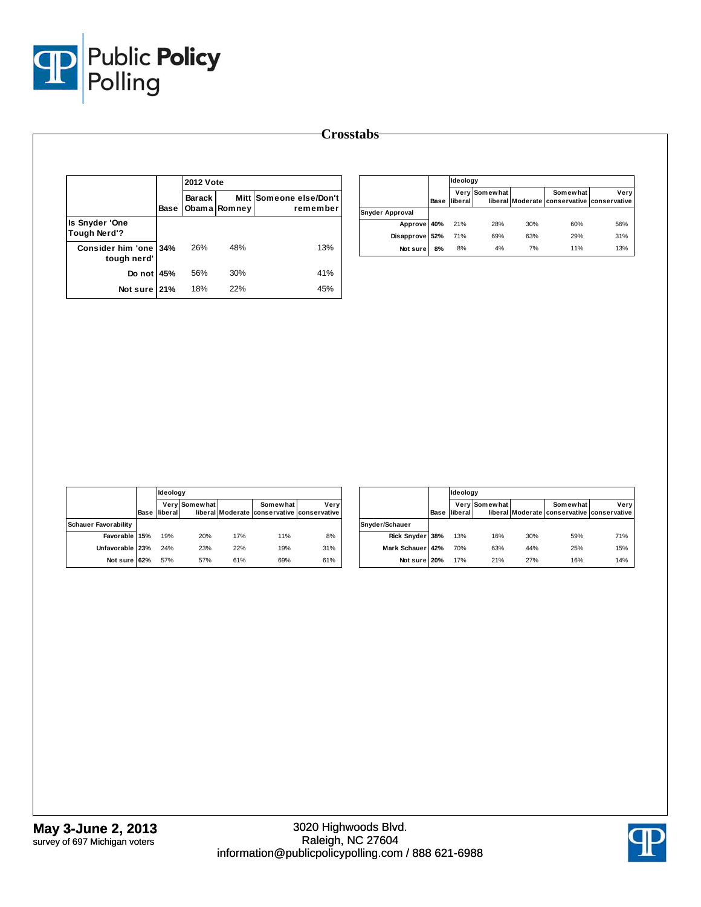# Crosstabs

| | Base | 2012 Vote | | |
|---|---|---|---|---|
| | | Barack Obama | Mitt Romney | Someone else/Don't remember |
| **Is Snyder 'One Tough Nerd'?** | | | | |
| Consider him 'one tough nerd' | 34% | 26% | 48% | 13% |
| Do not | 45% | 56% | 30% | 41% |
| Not sure | 21% | 18% | 22% | 45% |

| | Base | Ideology | | | | |
|---|---|---|---|---|---|---|
| | | Very liberal | Somewhat liberal | Moderate | Somewhat conservative | Very conservative |
| **Snyder Approval** | | | | | | |
| Approve | 40% | 21% | 28% | 30% | 60% | 56% |
| Disapprove | 52% | 71% | 69% | 63% | 29% | 31% |
| Not sure | 8% | 8% | 4% | 7% | 11% | 13% |

| | Base | Ideology | | | | |
|---|---|---|---|---|---|---|
| | | Very liberal | Somewhat liberal | Moderate | Somewhat conservative | Very conservative |
| **Schauer Favorability** | | | | | | |
| Favorable | 15% | 19% | 20% | 17% | 11% | 8% |
| Unfavorable | 23% | 24% | 23% | 22% | 19% | 31% |
| Not sure | 62% | 57% | 57% | 61% | 69% | 61% |

| | Base | Ideology | | | | |
|---|---|---|---|---|---|---|
| | | Very liberal | Somewhat liberal | Moderate | Somewhat conservative | Very conservative |
| **Snyder/Schauer** | | | | | | |
| Rick Snyder | 38% | 13% | 16% | 30% | 59% | 71% |
| Mark Schauer | 42% | 70% | 63% | 44% | 25% | 15% |
| Not sure | 20% | 17% | 21% | 27% | 16% | 14% |

**May 3-June 2, 2013**
survey of 697 Michigan voters

3020 Highwoods Blvd.
Raleigh, NC 27604
information@publicpolicypolling.com / 888 621-6988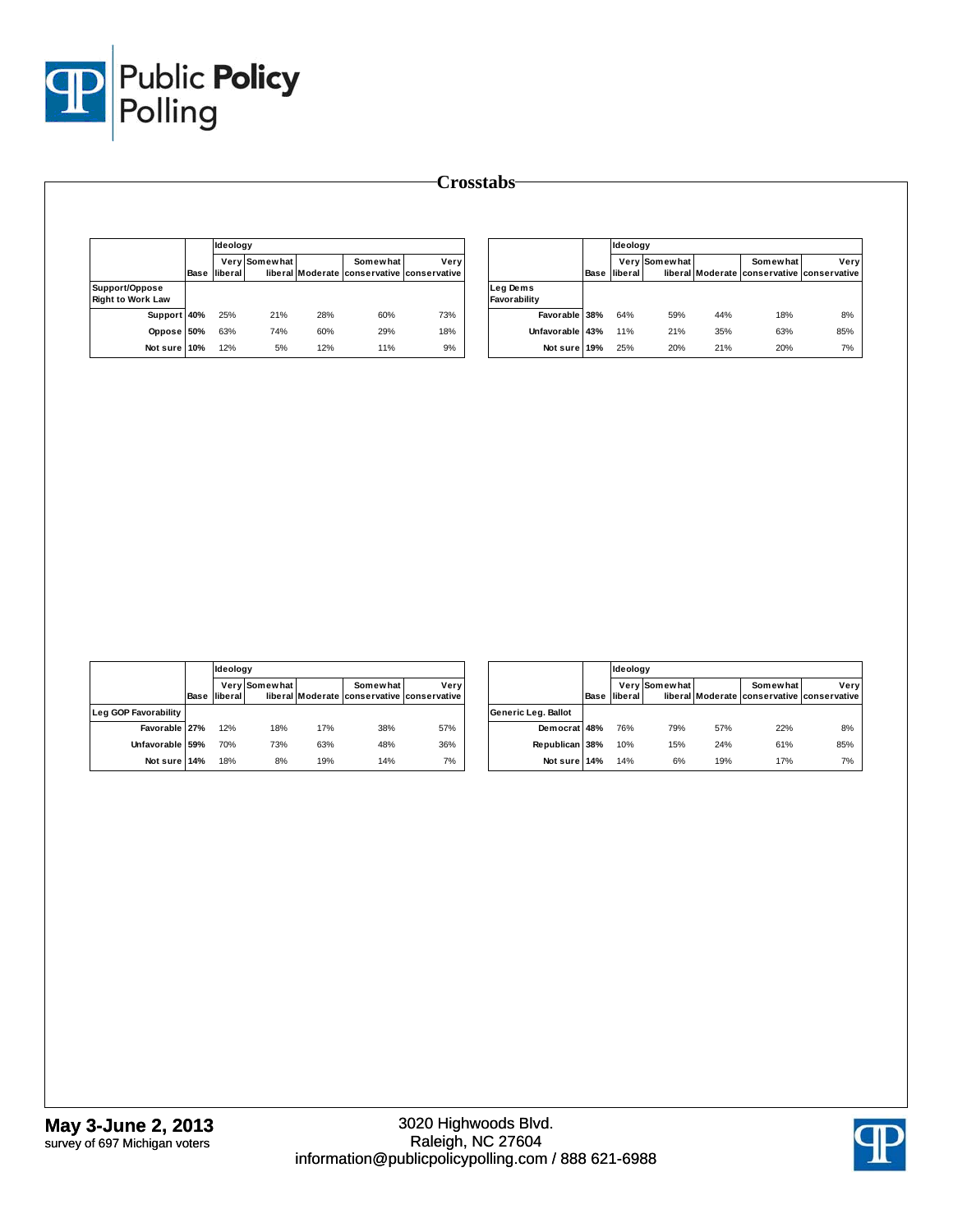# Crosstabs

| | Base | Ideology | | | | |
|---|---|---|---|---|---|---|
| | | Very liberal | Somewhat liberal | Moderate | Somewhat conservative | Very conservative |
| **Support/Oppose Right to Work Law** | | | | | | |
| Support | 40% | 25% | 21% | 28% | 60% | 73% |
| Oppose | 50% | 63% | 74% | 60% | 29% | 18% |
| Not sure | 10% | 12% | 5% | 12% | 11% | 9% |

| | Base | Ideology | | | | |
|---|---|---|---|---|---|---|
| | | Very liberal | Somewhat liberal | Moderate | Somewhat conservative | Very conservative |
| **Leg Dems Favorability** | | | | | | |
| Favorable | 38% | 64% | 59% | 44% | 18% | 8% |
| Unfavorable | 43% | 11% | 21% | 35% | 63% | 85% |
| Not sure | 19% | 25% | 20% | 21% | 20% | 7% |

| | Base | Ideology | | | | |
|---|---|---|---|---|---|---|
| | | Very liberal | Somewhat liberal | Moderate | Somewhat conservative | Very conservative |
| **Leg GOP Favorability** | | | | | | |
| Favorable | 27% | 12% | 18% | 17% | 38% | 57% |
| Unfavorable | 59% | 70% | 73% | 63% | 48% | 36% |
| Not sure | 14% | 18% | 8% | 19% | 14% | 7% |

| | Base | Ideology | | | | |
|---|---|---|---|---|---|---|
| | | Very liberal | Somewhat liberal | Moderate | Somewhat conservative | Very conservative |
| **Generic Leg. Ballot** | | | | | | |
| Democrat | 48% | 76% | 79% | 57% | 22% | 8% |
| Republican | 38% | 10% | 15% | 24% | 61% | 85% |
| Not sure | 14% | 14% | 6% | 19% | 17% | 7% |

**May 3-June 2, 2013**
survey of 697 Michigan voters

3020 Highwoods Blvd.
Raleigh, NC 27604
information@publicpolicypolling.com / 888 621-6988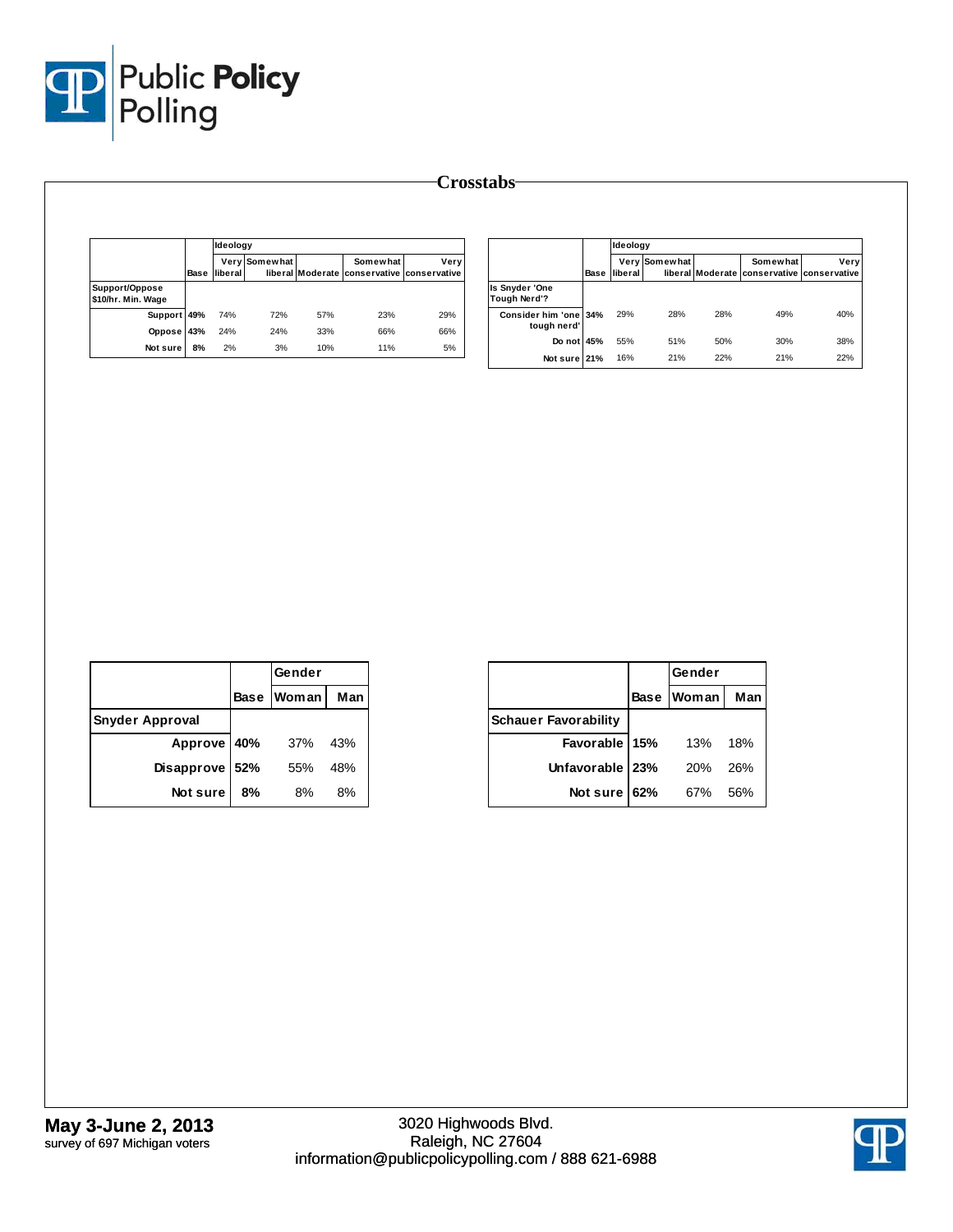# Crosstabs

| | Base | Ideology | | | | |
|---|---|---|---|---|---|---|
| | | Very liberal | Somewhat liberal | Moderate | Somewhat conservative | Very conservative |
| **Support/Oppose $10/hr. Min. Wage** | | | | | | |
| Support | 49% | 74% | 72% | 57% | 23% | 29% |
| Oppose | 43% | 24% | 24% | 33% | 66% | 66% |
| Not sure | 8% | 2% | 3% | 10% | 11% | 5% |

| | Base | Ideology | | | | |
|---|---|---|---|---|---|---|
| | | Very liberal | Somewhat liberal | Moderate | Somewhat conservative | Very conservative |
| **Is Snyder 'One Tough Nerd'?** | | | | | | |
| Consider him 'one tough nerd' | 34% | 29% | 28% | 28% | 49% | 40% |
| Do not | 45% | 55% | 51% | 50% | 30% | 38% |
| Not sure | 21% | 16% | 21% | 22% | 21% | 22% |

| | Base | Gender | |
|---|---|---|---|
| | | Woman | Man |
| **Snyder Approval** | | | |
| Approve | 40% | 37% | 43% |
| Disapprove | 52% | 55% | 48% |
| Not sure | 8% | 8% | 8% |

| | Base | Gender | |
|---|---|---|---|
| | | Woman | Man |
| **Schauer Favorability** | | | |
| Favorable | 15% | 13% | 18% |
| Unfavorable | 23% | 20% | 26% |
| Not sure | 62% | 67% | 56% |

**May 3-June 2, 2013**
survey of 697 Michigan voters

3020 Highwoods Blvd.
Raleigh, NC 27604
information@publicpolicypolling.com / 888 621-6988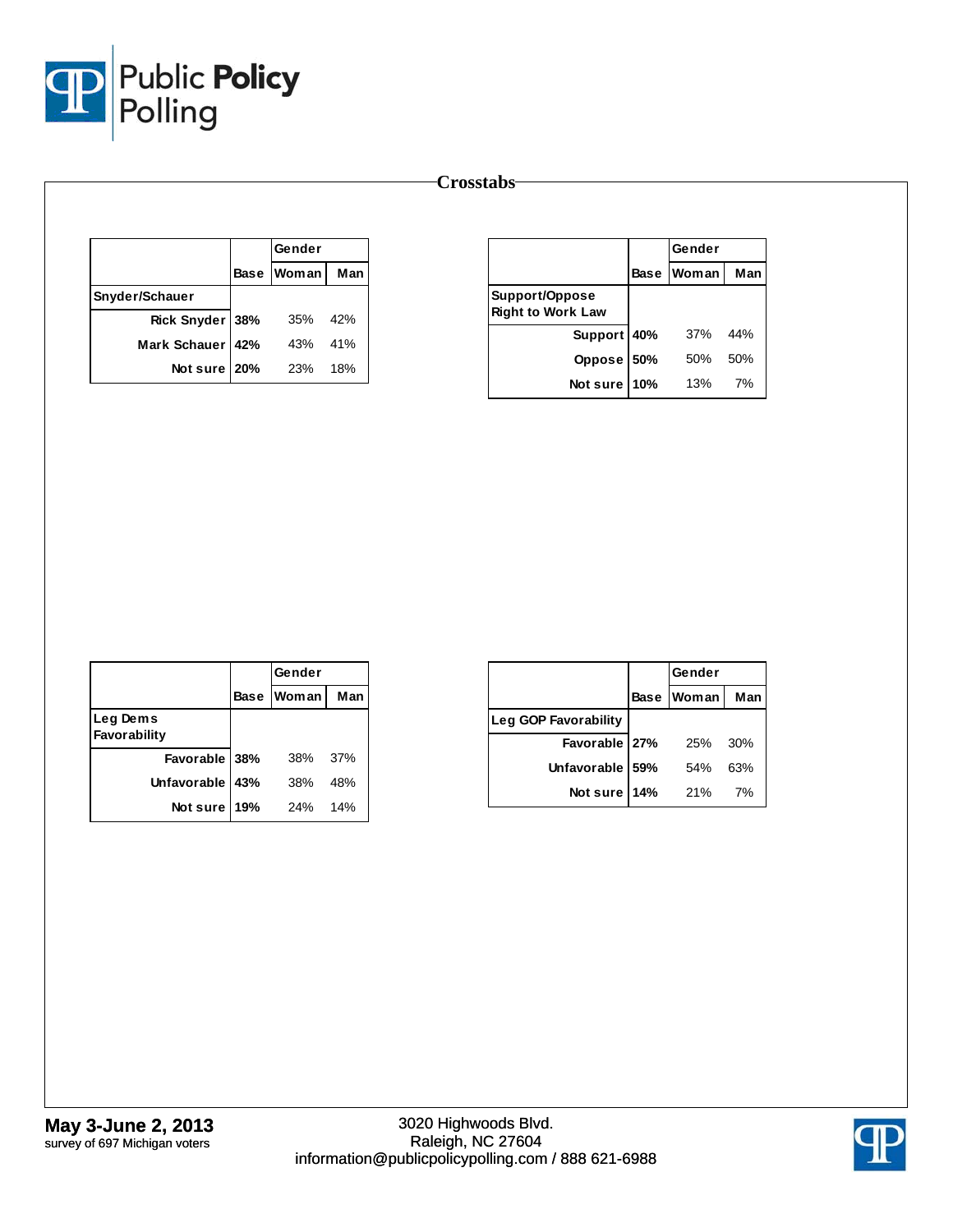# Crosstabs

| | Base | Gender | |
|---|---|---|---|
| | | Woman | Man |
| **Snyder/Schauer** | | | |
| Rick Snyder | 38% | 35% | 42% |
| Mark Schauer | 42% | 43% | 41% |
| Not sure | 20% | 23% | 18% |

| | Base | Gender | |
|---|---|---|---|
| | | Woman | Man |
| **Support/Oppose Right to Work Law** | | | |
| Support | 40% | 37% | 44% |
| Oppose | 50% | 50% | 50% |
| Not sure | 10% | 13% | 7% |

| | Base | Gender | |
|---|---|---|---|
| | | Woman | Man |
| **Leg Dems Favorability** | | | |
| Favorable | 38% | 38% | 37% |
| Unfavorable | 43% | 38% | 48% |
| Not sure | 19% | 24% | 14% |

| | Base | Gender | |
|---|---|---|---|
| | | Woman | Man |
| **Leg GOP Favorability** | | | |
| Favorable | 27% | 25% | 30% |
| Unfavorable | 59% | 54% | 63% |
| Not sure | 14% | 21% | 7% |

**May 3-June 2, 2013**
survey of 697 Michigan voters

3020 Highwoods Blvd.
Raleigh, NC 27604
information@publicpolicypolling.com / 888 621-6988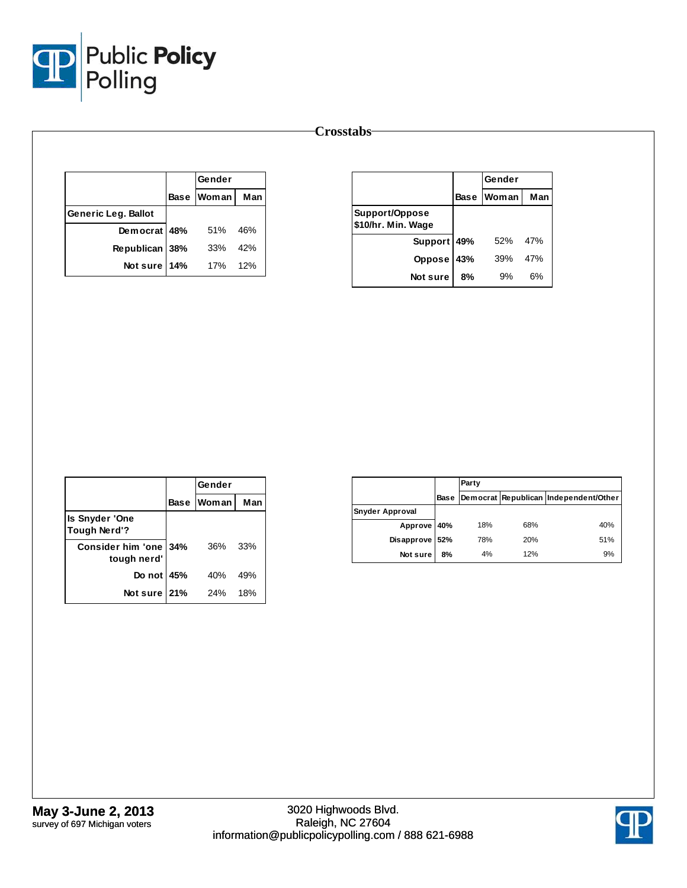# Crosstabs

| | | Gender | |
|---|---|---|---|
| | Base | Woman | Man |
| **Generic Leg. Ballot** | | | |
| Democrat | **48%** | 51% | 46% |
| Republican | **38%** | 33% | 42% |
| Not sure | **14%** | 17% | 12% |

| | | Gender | |
|---|---|---|---|
| | Base | Woman | Man |
| **Support/Oppose $10/hr. Min. Wage** | | | |
| Support | **49%** | 52% | 47% |
| Oppose | **43%** | 39% | 47% |
| Not sure | **8%** | 9% | 6% |

| | | Gender | |
|---|---|---|---|
| | Base | Woman | Man |
| **Is Snyder 'One Tough Nerd'?** | | | |
| Consider him 'one tough nerd' | **34%** | 36% | 33% |
| Do not | **45%** | 40% | 49% |
| Not sure | **21%** | 24% | 18% |

| | | Party | | |
|---|---|---|---|---|
| | Base | Democrat | Republican | Independent/Other |
| **Snyder Approval** | | | | |
| Approve | **40%** | 18% | 68% | 40% |
| Disapprove | **52%** | 78% | 20% | 51% |
| Not sure | **8%** | 4% | 12% | 9% |

**May 3-June 2, 2013**
survey of 697 Michigan voters

3020 Highwoods Blvd.
Raleigh, NC 27604
information@publicpolicypolling.com / 888 621-6988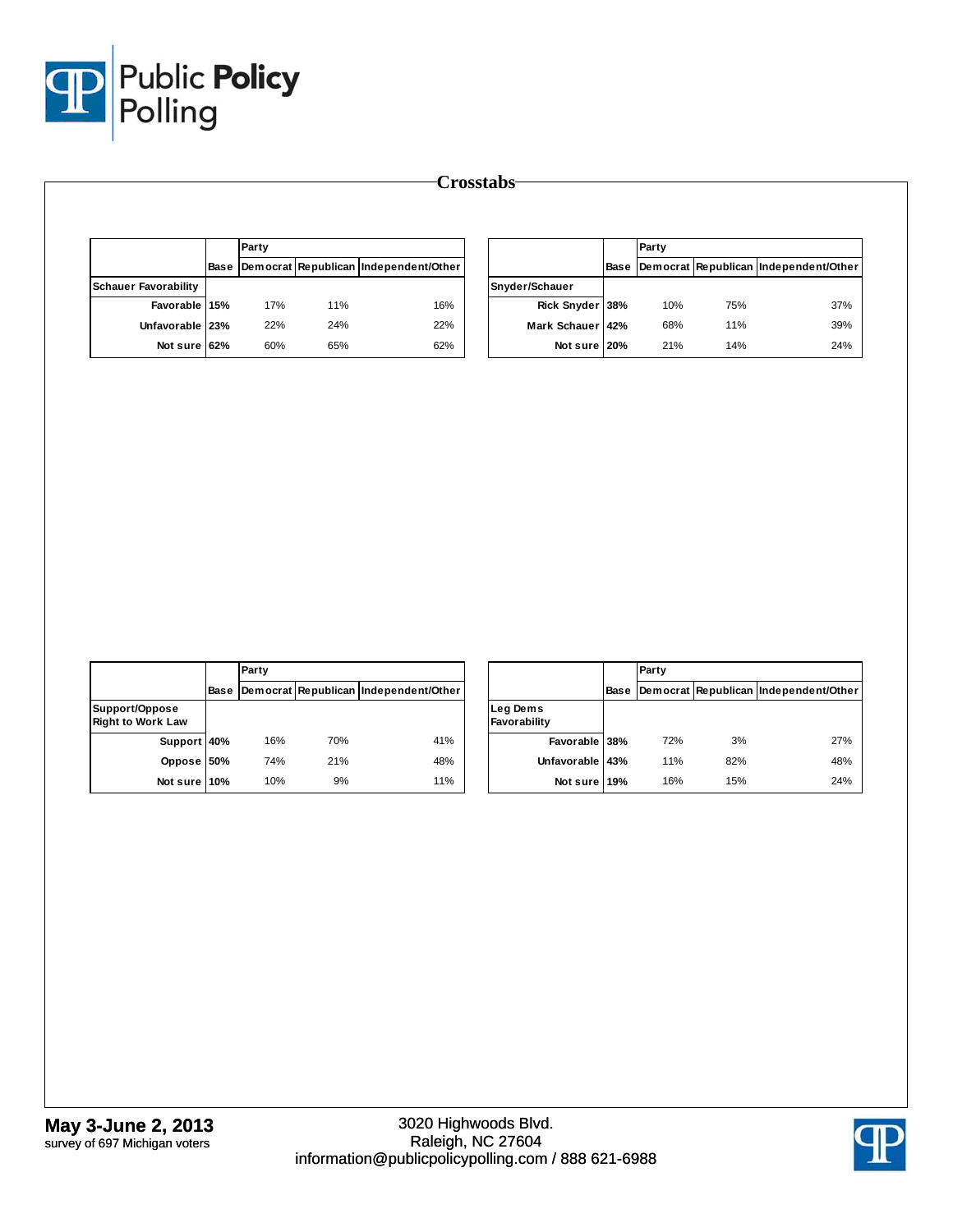# Crosstabs

| Schauer Favorability | Base | Party: Democrat | Party: Republican | Party: Independent/Other |
|---|---|---|---|---|
| Favorable | 15% | 17% | 11% | 16% |
| Unfavorable | 23% | 22% | 24% | 22% |
| Not sure | 62% | 60% | 65% | 62% |

| Snyder/Schauer | Base | Party: Democrat | Party: Republican | Party: Independent/Other |
|---|---|---|---|---|
| Rick Snyder | 38% | 10% | 75% | 37% |
| Mark Schauer | 42% | 68% | 11% | 39% |
| Not sure | 20% | 21% | 14% | 24% |

| Support/Oppose Right to Work Law | Base | Party: Democrat | Party: Republican | Party: Independent/Other |
|---|---|---|---|---|
| Support | 40% | 16% | 70% | 41% |
| Oppose | 50% | 74% | 21% | 48% |
| Not sure | 10% | 10% | 9% | 11% |

| Leg Dems Favorability | Base | Party: Democrat | Party: Republican | Party: Independent/Other |
|---|---|---|---|---|
| Favorable | 38% | 72% | 3% | 27% |
| Unfavorable | 43% | 11% | 82% | 48% |
| Not sure | 19% | 16% | 15% | 24% |

**May 3-June 2, 2013**
survey of 697 Michigan voters

3020 Highwoods Blvd.
Raleigh, NC 27604
information@publicpolicypolling.com / 888 621-6988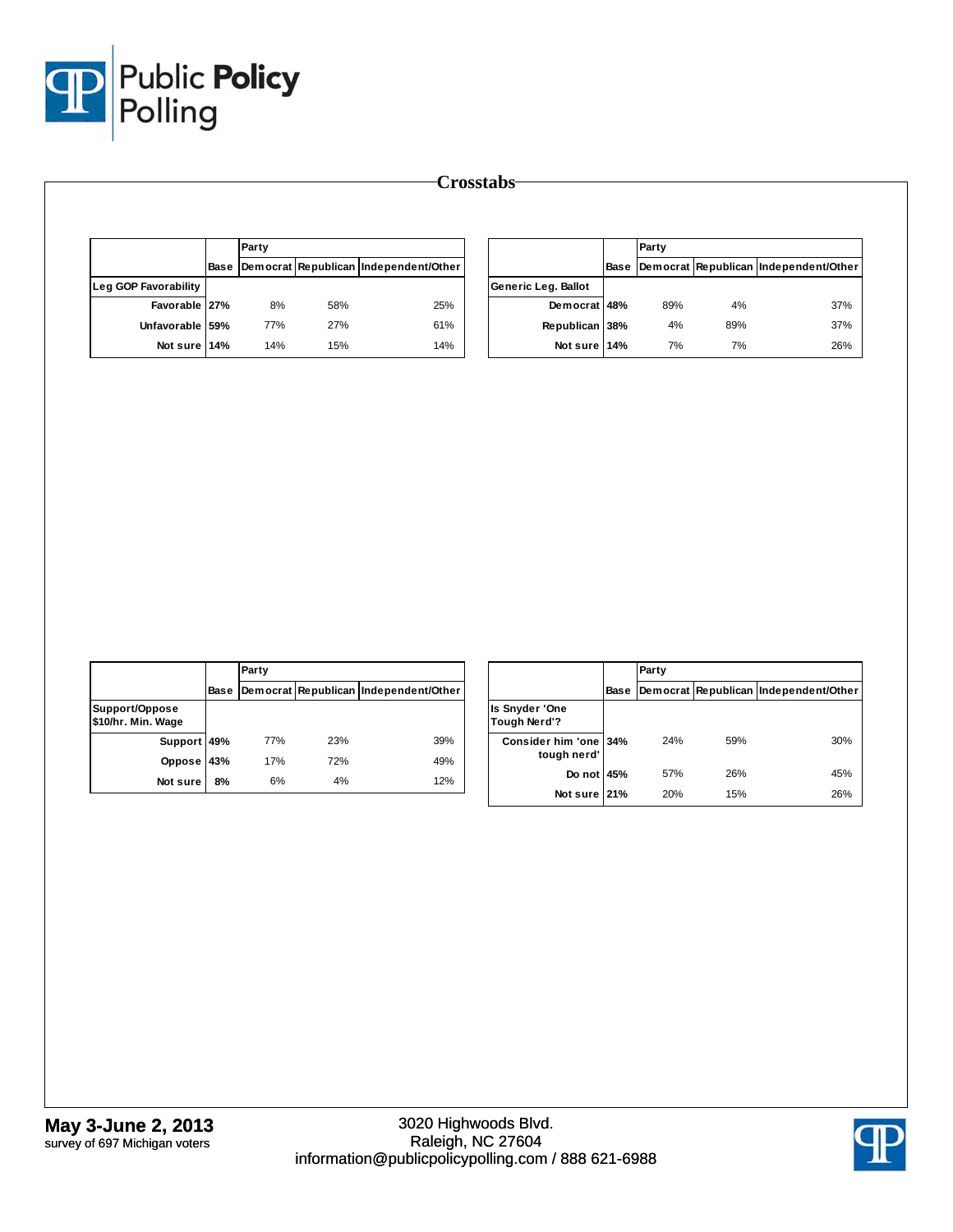# Crosstabs

| | Base | Party | | |
|---|---|---|---|---|
| | | Democrat | Republican | Independent/Other |
| **Leg GOP Favorability** | | | | |
| Favorable | 27% | 8% | 58% | 25% |
| Unfavorable | 59% | 77% | 27% | 61% |
| Not sure | 14% | 14% | 15% | 14% |

| | Base | Party | | |
|---|---|---|---|---|
| | | Democrat | Republican | Independent/Other |
| **Generic Leg. Ballot** | | | | |
| Democrat | 48% | 89% | 4% | 37% |
| Republican | 38% | 4% | 89% | 37% |
| Not sure | 14% | 7% | 7% | 26% |

| | Base | Party | | |
|---|---|---|---|---|
| | | Democrat | Republican | Independent/Other |
| **Support/Oppose $10/hr. Min. Wage** | | | | |
| Support | 49% | 77% | 23% | 39% |
| Oppose | 43% | 17% | 72% | 49% |
| Not sure | 8% | 6% | 4% | 12% |

| | Base | Party | | |
|---|---|---|---|---|
| | | Democrat | Republican | Independent/Other |
| **Is Snyder 'One Tough Nerd'?** | | | | |
| Consider him 'one tough nerd' | 34% | 24% | 59% | 30% |
| Do not | 45% | 57% | 26% | 45% |
| Not sure | 21% | 20% | 15% | 26% |

**May 3-June 2, 2013**
survey of 697 Michigan voters

3020 Highwoods Blvd.
Raleigh, NC 27604
information@publicpolicypolling.com / 888 621-6988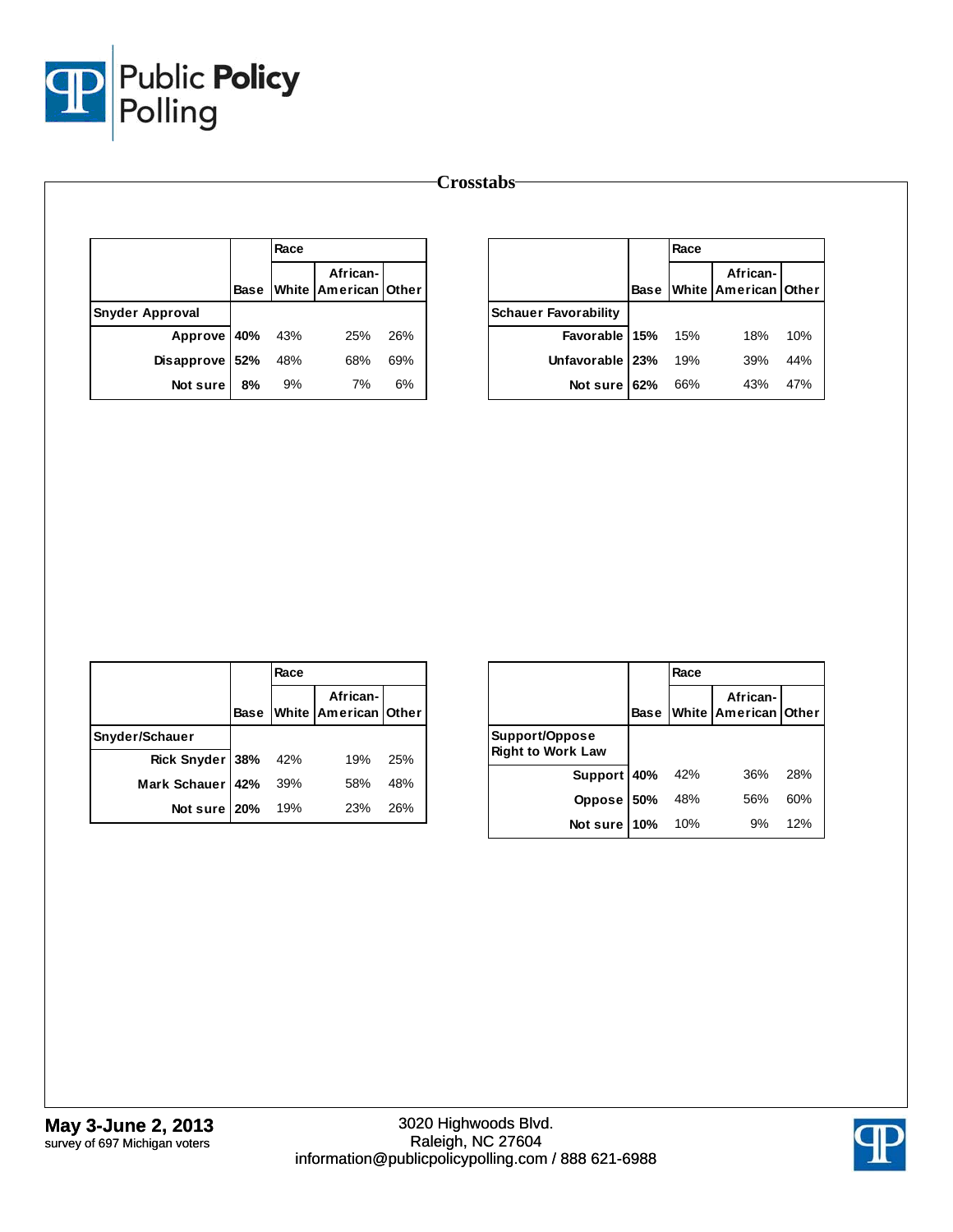# Crosstabs

| | Base | Race | | |
|---|---|---|---|---|
| | | White | African-American | Other |
| **Snyder Approval** | | | | |
| Approve | 40% | 43% | 25% | 26% |
| Disapprove | 52% | 48% | 68% | 69% |
| Not sure | 8% | 9% | 7% | 6% |

| | Base | Race | | |
|---|---|---|---|---|
| | | White | African-American | Other |
| **Schauer Favorability** | | | | |
| Favorable | 15% | 15% | 18% | 10% |
| Unfavorable | 23% | 19% | 39% | 44% |
| Not sure | 62% | 66% | 43% | 47% |

| | Base | Race | | |
|---|---|---|---|---|
| | | White | African-American | Other |
| **Snyder/Schauer** | | | | |
| Rick Snyder | 38% | 42% | 19% | 25% |
| Mark Schauer | 42% | 39% | 58% | 48% |
| Not sure | 20% | 19% | 23% | 26% |

| | Base | Race | | |
|---|---|---|---|---|
| | | White | African-American | Other |
| **Support/Oppose Right to Work Law** | | | | |
| Support | 40% | 42% | 36% | 28% |
| Oppose | 50% | 48% | 56% | 60% |
| Not sure | 10% | 10% | 9% | 12% |

**May 3-June 2, 2013**
survey of 697 Michigan voters

3020 Highwoods Blvd.
Raleigh, NC 27604
information@publicpolicypolling.com / 888 621-6988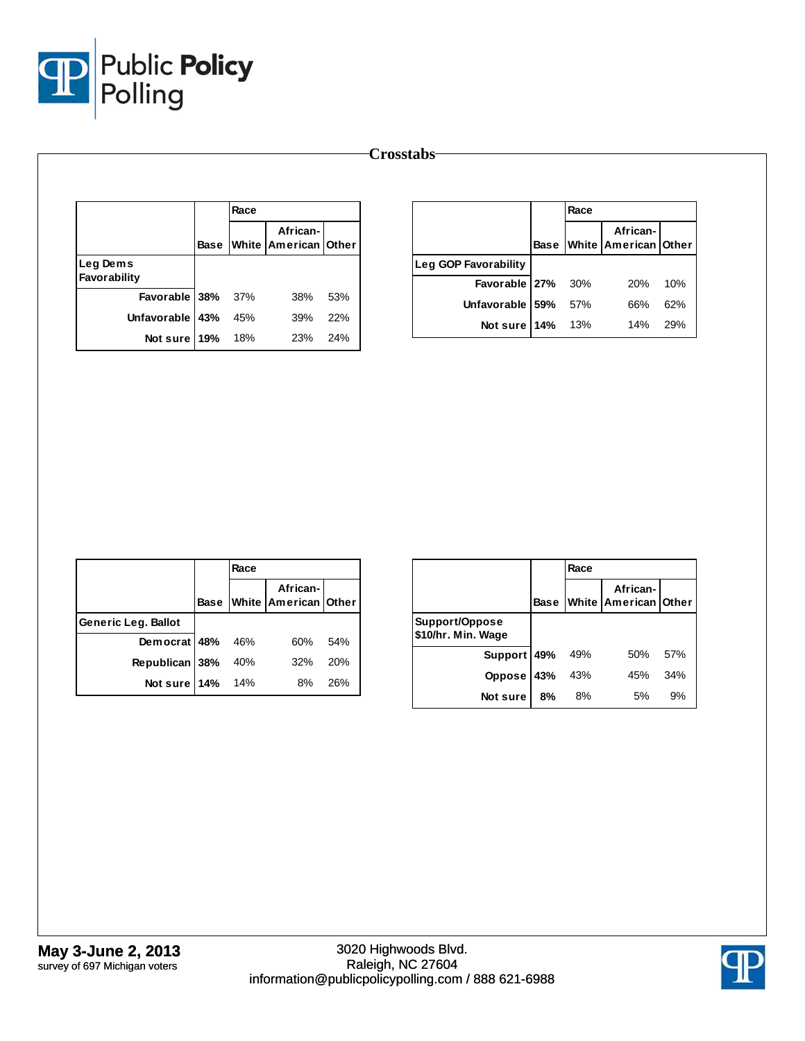# Crosstabs

| | Base | Race | | |
|---|---|---|---|---|
| | | White | African-American | Other |
| **Leg Dems Favorability** | | | | |
| Favorable | **38%** | 37% | 38% | 53% |
| Unfavorable | **43%** | 45% | 39% | 22% |
| Not sure | **19%** | 18% | 23% | 24% |

| | Base | Race | | |
|---|---|---|---|---|
| | | White | African-American | Other |
| **Leg GOP Favorability** | | | | |
| Favorable | **27%** | 30% | 20% | 10% |
| Unfavorable | **59%** | 57% | 66% | 62% |
| Not sure | **14%** | 13% | 14% | 29% |

| | Base | Race | | |
|---|---|---|---|---|
| | | White | African-American | Other |
| **Generic Leg. Ballot** | | | | |
| Democrat | **48%** | 46% | 60% | 54% |
| Republican | **38%** | 40% | 32% | 20% |
| Not sure | **14%** | 14% | 8% | 26% |

| | Base | Race | | |
|---|---|---|---|---|
| | | White | African-American | Other |
| **Support/Oppose $10/hr. Min. Wage** | | | | |
| Support | **49%** | 49% | 50% | 57% |
| Oppose | **43%** | 43% | 45% | 34% |
| Not sure | **8%** | 8% | 5% | 9% |

**May 3-June 2, 2013**
survey of 697 Michigan voters

3020 Highwoods Blvd.
Raleigh, NC 27604
information@publicpolicypolling.com / 888 621-6988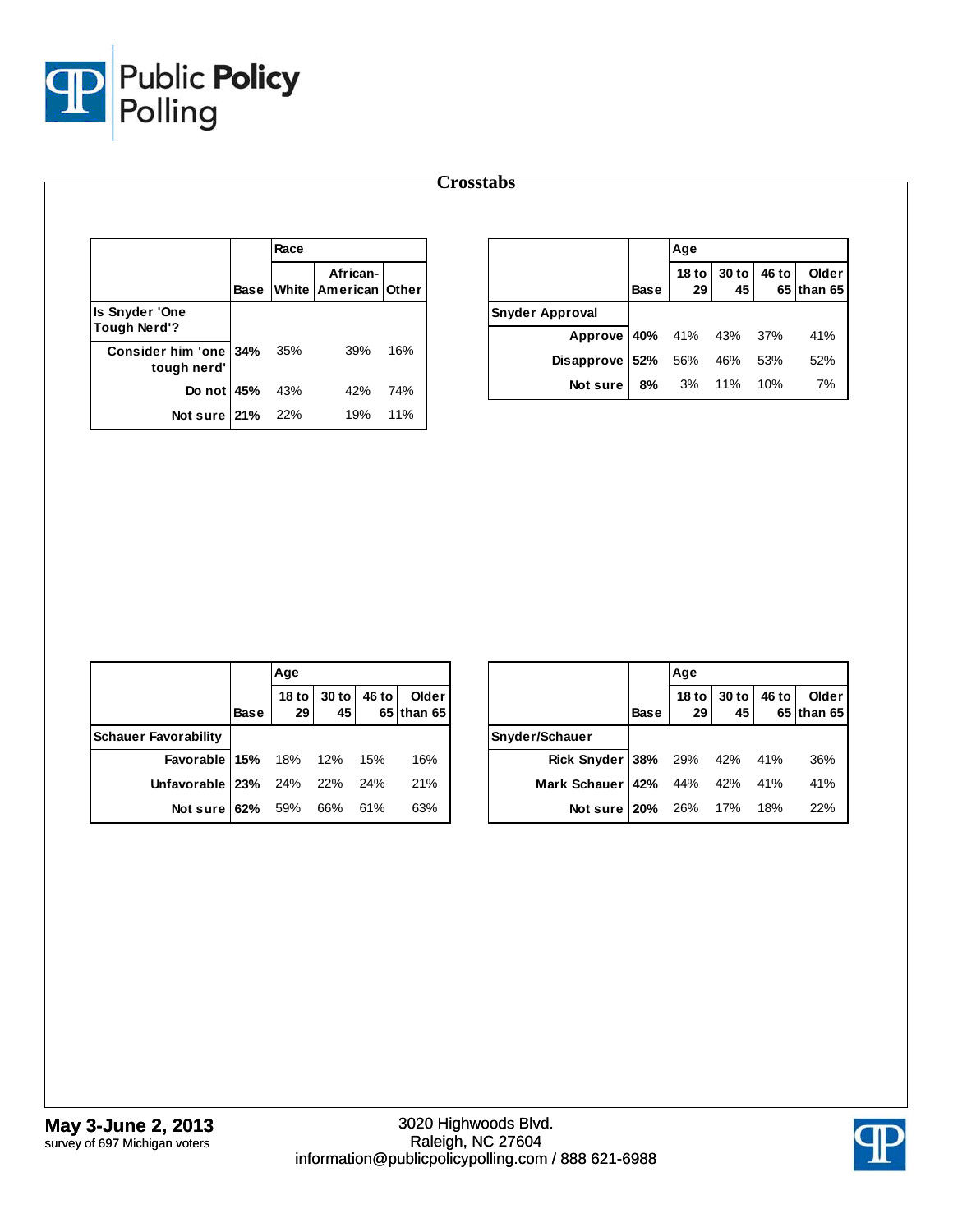# Crosstabs

| | Base | Race | | |
|---|---|---|---|---|
| | | White | African-American | Other |
| **Is Snyder 'One Tough Nerd'?** | | | | |
| Consider him 'one tough nerd' | 34% | 35% | 39% | 16% |
| Do not | 45% | 43% | 42% | 74% |
| Not sure | 21% | 22% | 19% | 11% |

| | Base | Age | | | |
|---|---|---|---|---|---|
| | | 18 to 29 | 30 to 45 | 46 to 65 | Older than 65 |
| **Snyder Approval** | | | | | |
| Approve | 40% | 41% | 43% | 37% | 41% |
| Disapprove | 52% | 56% | 46% | 53% | 52% |
| Not sure | 8% | 3% | 11% | 10% | 7% |

| | Base | Age | | | |
|---|---|---|---|---|---|
| | | 18 to 29 | 30 to 45 | 46 to 65 | Older than 65 |
| **Schauer Favorability** | | | | | |
| Favorable | 15% | 18% | 12% | 15% | 16% |
| Unfavorable | 23% | 24% | 22% | 24% | 21% |
| Not sure | 62% | 59% | 66% | 61% | 63% |

| | Base | Age | | | |
|---|---|---|---|---|---|
| | | 18 to 29 | 30 to 45 | 46 to 65 | Older than 65 |
| **Snyder/Schauer** | | | | | |
| Rick Snyder | 38% | 29% | 42% | 41% | 36% |
| Mark Schauer | 42% | 44% | 42% | 41% | 41% |
| Not sure | 20% | 26% | 17% | 18% | 22% |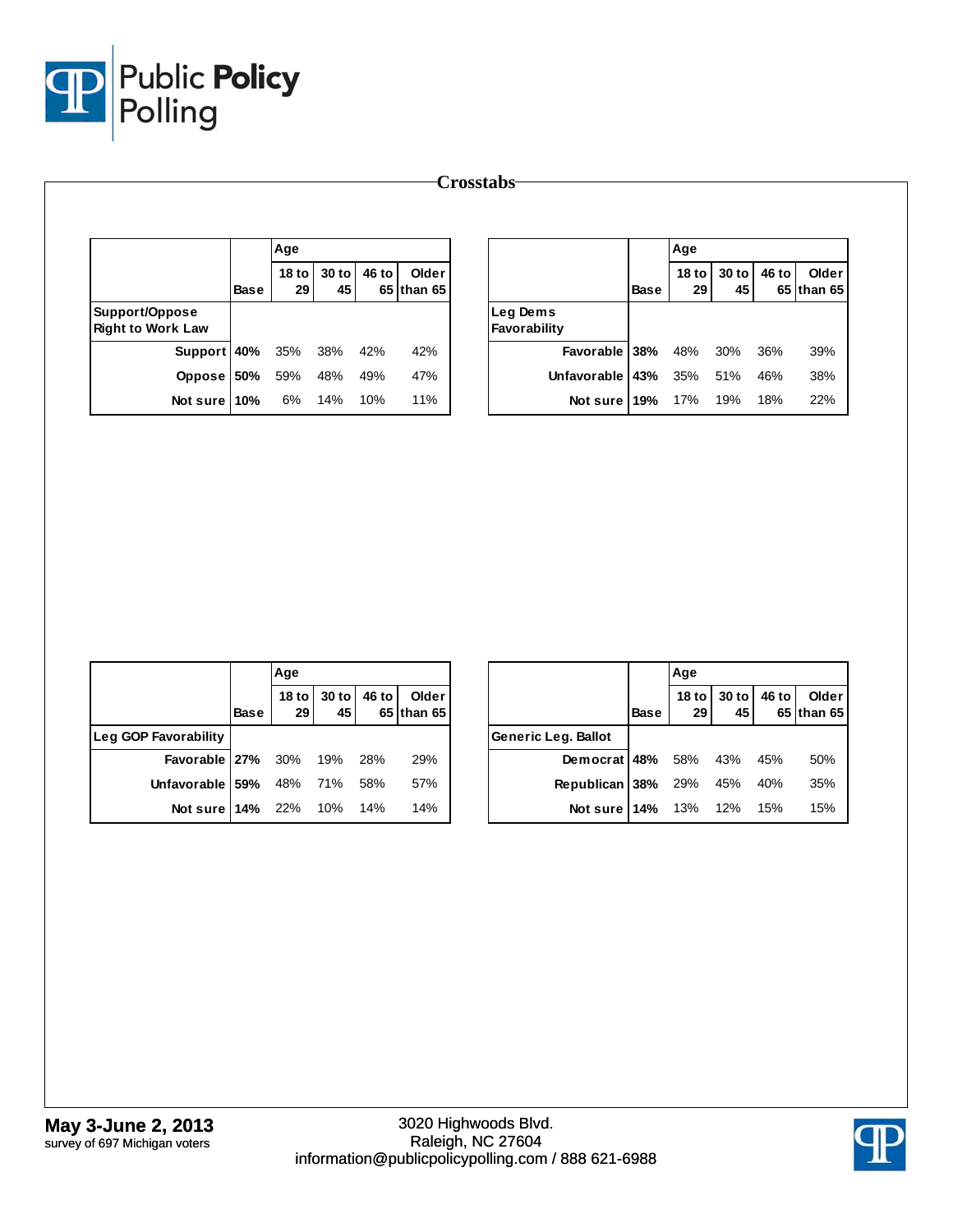# Crosstabs

| | Base | Age | | | |
|---|---|---|---|---|---|
| | | 18 to 29 | 30 to 45 | 46 to 65 | Older than 65 |
| **Support/Oppose Right to Work Law** | | | | | |
| Support | 40% | 35% | 38% | 42% | 42% |
| Oppose | 50% | 59% | 48% | 49% | 47% |
| Not sure | 10% | 6% | 14% | 10% | 11% |

| | Base | Age | | | |
|---|---|---|---|---|---|
| | | 18 to 29 | 30 to 45 | 46 to 65 | Older than 65 |
| **Leg Dems Favorability** | | | | | |
| Favorable | 38% | 48% | 30% | 36% | 39% |
| Unfavorable | 43% | 35% | 51% | 46% | 38% |
| Not sure | 19% | 17% | 19% | 18% | 22% |

| | Base | Age | | | |
|---|---|---|---|---|---|
| | | 18 to 29 | 30 to 45 | 46 to 65 | Older than 65 |
| **Leg GOP Favorability** | | | | | |
| Favorable | 27% | 30% | 19% | 28% | 29% |
| Unfavorable | 59% | 48% | 71% | 58% | 57% |
| Not sure | 14% | 22% | 10% | 14% | 14% |

| | Base | Age | | | |
|---|---|---|---|---|---|
| | | 18 to 29 | 30 to 45 | 46 to 65 | Older than 65 |
| **Generic Leg. Ballot** | | | | | |
| Democrat | 48% | 58% | 43% | 45% | 50% |
| Republican | 38% | 29% | 45% | 40% | 35% |
| Not sure | 14% | 13% | 12% | 15% | 15% |

**May 3-June 2, 2013**
survey of 697 Michigan voters

3020 Highwoods Blvd.
Raleigh, NC 27604
information@publicpolicypolling.com / 888 621-6988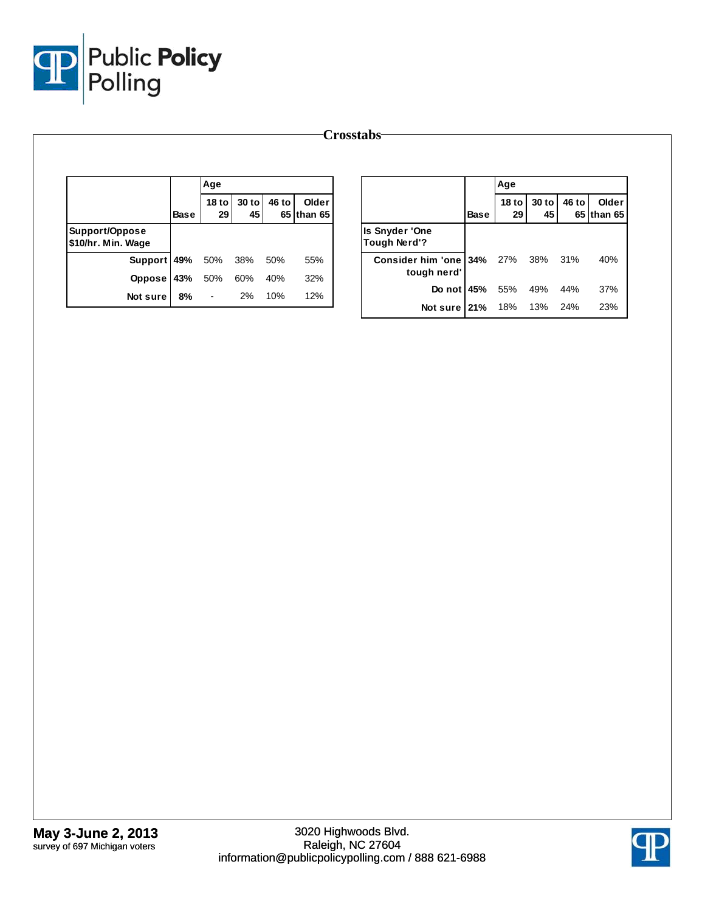## Crosstabs

| | Base | Age | | | |
|---|---|---|---|---|---|
| | | 18 to 29 | 30 to 45 | 46 to 65 | Older than 65 |
| **Support/Oppose $10/hr. Min. Wage** | | | | | |
| Support | **49%** | 50% | 38% | 50% | 55% |
| Oppose | **43%** | 50% | 60% | 40% | 32% |
| Not sure | **8%** | - | 2% | 10% | 12% |

| | Base | Age | | | |
|---|---|---|---|---|---|
| | | 18 to 29 | 30 to 45 | 46 to 65 | Older than 65 |
| **Is Snyder 'One Tough Nerd'?** | | | | | |
| Consider him 'one tough nerd' | **34%** | 27% | 38% | 31% | 40% |
| Do not | **45%** | 55% | 49% | 44% | 37% |
| Not sure | **21%** | 18% | 13% | 24% | 23% |

**May 3-June 2, 2013**
survey of 697 Michigan voters

3020 Highwoods Blvd.
Raleigh, NC 27604
information@publicpolicypolling.com / 888 621-6988